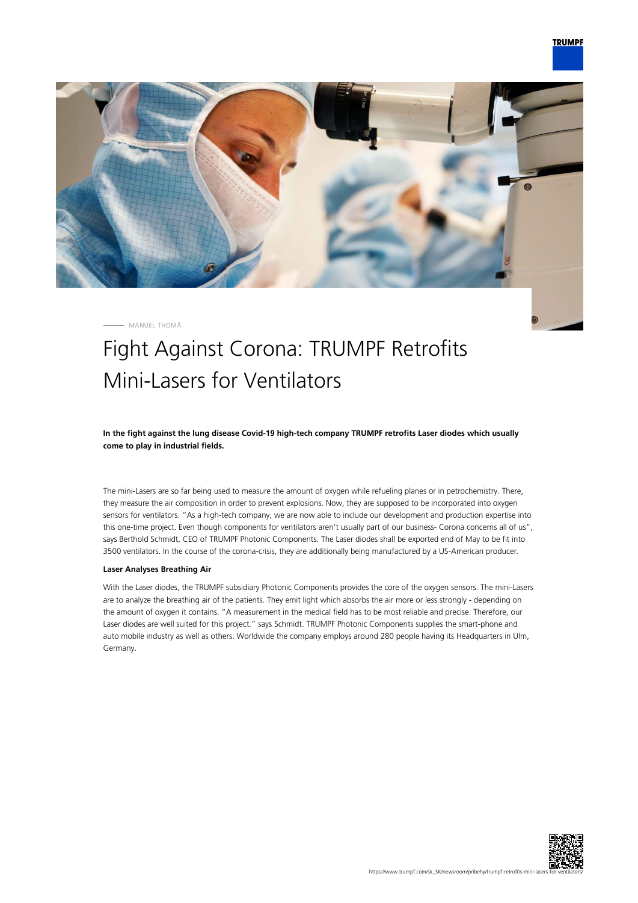MANUEL THOMÄ

# Fight Against Corona: TRUMPF Retrofits Mini-Lasers for Ventilators

**In the fight against the lung disease Covid-19 high-tech company TRUMPF retrofits Laser diodes which usually come to play in industrial fields.**

The mini-Lasers are so far being used to measure the amount of oxygen while refueling planes or in petrochemistry. There, they measure the air composition in order to prevent explosions. Now, they are supposed to be incorporated into oxygen sensors for ventilators. “As a high-tech company, we are now able to include our development and production expertise into this one-time project. Even though components for ventilators aren’t usually part of our business- Corona concerns all of us”, says Berthold Schmidt, CEO of TRUMPF Photonic Components. The Laser diodes shall be exported end of May to be fit into 3500 ventilators. In the course of the corona-crisis, they are additionally being manufactured by a US-American producer.

**Laser Analyses Breathing Air**

With the Laser diodes, the TRUMPF subsidiary Photonic Components provides the core of the oxygen sensors. The mini-Lasers are to analyze the breathing air of the patients. They emit light which absorbs the air more or less strongly - depending on the amount of oxygen it contains. “A measurement in the medical field has to be most reliable and precise. Therefore, our Laser diodes are well suited for this project.” says Schmidt. TRUMPF Photonic Components supplies the smart-phone and auto mobile industry as well as others. Worldwide the company employs around 280 people having its Headquarters in Ulm, Germany.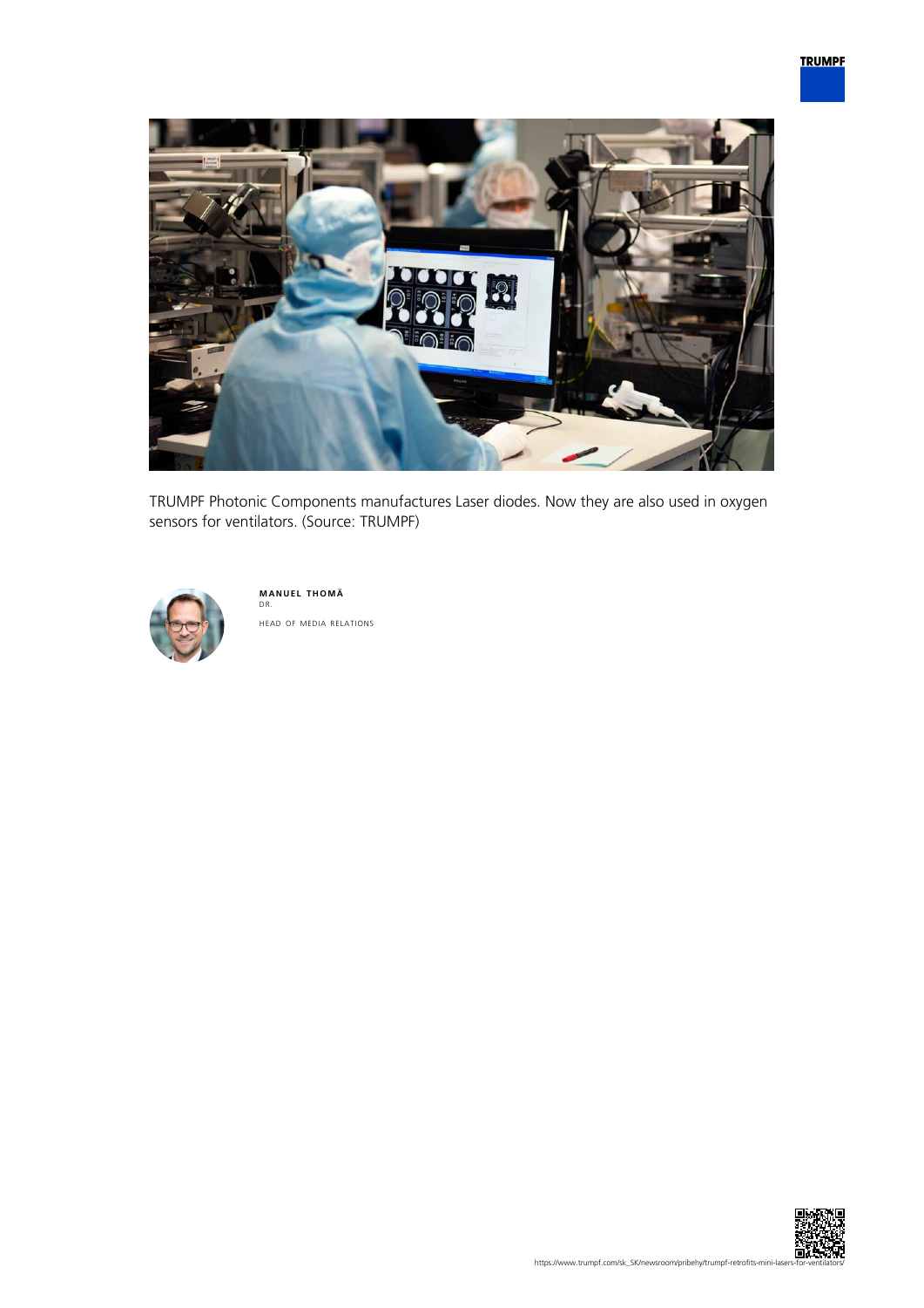TRUMPF Photonic Components manufactures Laser diodes. Now they are also used in oxygen sensors for ventilators. (Source: TRUMPF)

**MANUEL THOMÄ**
DR.
HEAD OF MEDIA RELATIONS